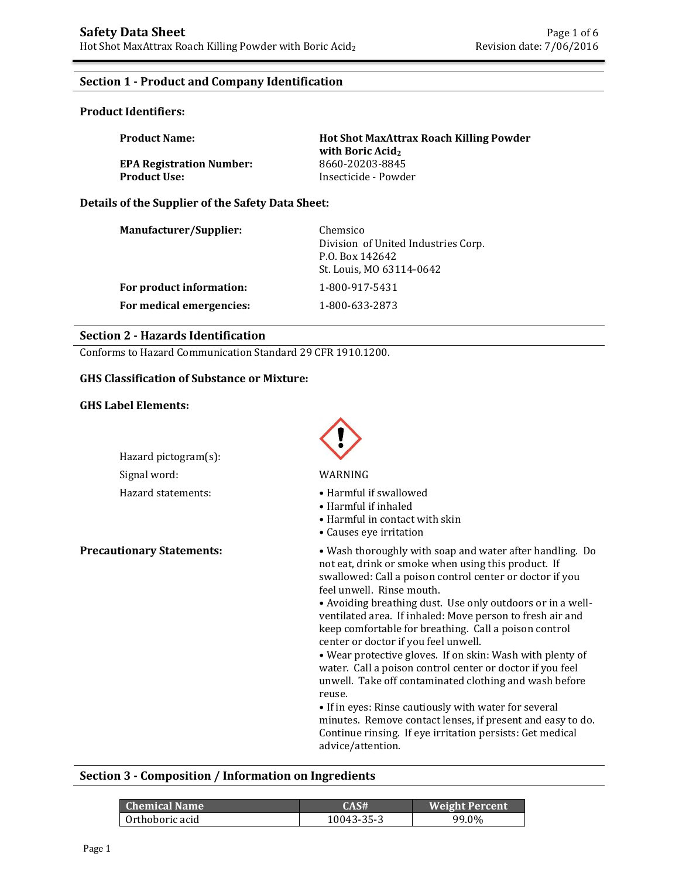## Section 1 - Product and Company Identification

### Product Identifiers:

| | |
|---|---|
| **Product Name:** | **Hot Shot MaxAttrax Roach Killing Powder with Boric $Acid_2$** |
| **EPA Registration Number:** | 8660-20203-8845 |
| **Product Use:** | Insecticide - Powder |

### Details of the Supplier of the Safety Data Sheet:

| | |
|---|---|
| **Manufacturer/Supplier:** | Chemsico<br>Division of United Industries Corp.<br>P.O. Box 142642<br>St. Louis, MO 63114-0642 |
| **For product information:** | 1-800-917-5431 |
| **For medical emergencies:** | 1-800-633-2873 |

## Section 2 - Hazards Identification

Conforms to Hazard Communication Standard 29 CFR 1910.1200.

### GHS Classification of Substance or Mixture:

### GHS Label Elements:

Hazard pictogram(s):

Signal word: WARNING

Hazard statements:

- Harmful if swallowed
- Harmful if inhaled
- Harmful in contact with skin
- Causes eye irritation

**Precautionary Statements:**

- Wash thoroughly with soap and water after handling. Do not eat, drink or smoke when using this product. If swallowed: Call a poison control center or doctor if you feel unwell. Rinse mouth.
- Avoiding breathing dust. Use only outdoors or in a well-ventilated area. If inhaled: Move person to fresh air and keep comfortable for breathing. Call a poison control center or doctor if you feel unwell.
- Wear protective gloves. If on skin: Wash with plenty of water. Call a poison control center or doctor if you feel unwell. Take off contaminated clothing and wash before reuse.
- If in eyes: Rinse cautiously with water for several minutes. Remove contact lenses, if present and easy to do. Continue rinsing. If eye irritation persists: Get medical advice/attention.

## Section 3 - Composition / Information on Ingredients

| Chemical Name | CAS# | Weight Percent |
|---|---|---|
| Orthoboric acid | 10043-35-3 | 99.0% |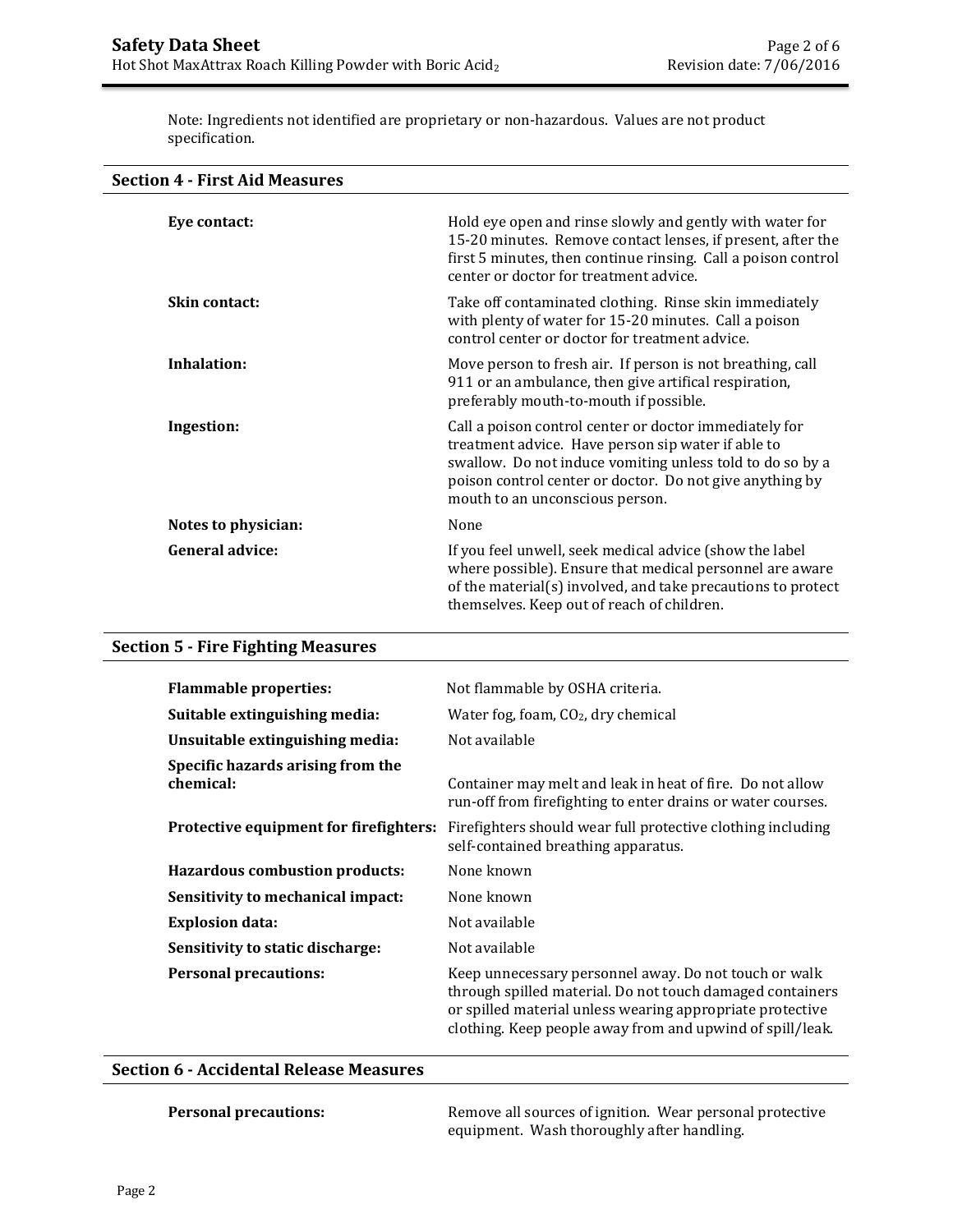Note: Ingredients not identified are proprietary or non-hazardous. Values are not product specification.

## Section 4 - First Aid Measures

| | |
|---|---|
| **Eye contact:** | Hold eye open and rinse slowly and gently with water for 15-20 minutes. Remove contact lenses, if present, after the first 5 minutes, then continue rinsing. Call a poison control center or doctor for treatment advice. |
| **Skin contact:** | Take off contaminated clothing. Rinse skin immediately with plenty of water for 15-20 minutes. Call a poison control center or doctor for treatment advice. |
| **Inhalation:** | Move person to fresh air. If person is not breathing, call 911 or an ambulance, then give artifical respiration, preferably mouth-to-mouth if possible. |
| **Ingestion:** | Call a poison control center or doctor immediately for treatment advice. Have person sip water if able to swallow. Do not induce vomiting unless told to do so by a poison control center or doctor. Do not give anything by mouth to an unconscious person. |
| **Notes to physician:** | None |
| **General advice:** | If you feel unwell, seek medical advice (show the label where possible). Ensure that medical personnel are aware of the material(s) involved, and take precautions to protect themselves. Keep out of reach of children. |

## Section 5 - Fire Fighting Measures

| | |
|---|---|
| **Flammable properties:** | Not flammable by OSHA criteria. |
| **Suitable extinguishing media:** | Water fog, foam, $CO_2$, dry chemical |
| **Unsuitable extinguishing media:** | Not available |
| **Specific hazards arising from the chemical:** | Container may melt and leak in heat of fire. Do not allow run-off from firefighting to enter drains or water courses. |
| **Protective equipment for firefighters:** | Firefighters should wear full protective clothing including self-contained breathing apparatus. |
| **Hazardous combustion products:** | None known |
| **Sensitivity to mechanical impact:** | None known |
| **Explosion data:** | Not available |
| **Sensitivity to static discharge:** | Not available |
| **Personal precautions:** | Keep unnecessary personnel away. Do not touch or walk through spilled material. Do not touch damaged containers or spilled material unless wearing appropriate protective clothing. Keep people away from and upwind of spill/leak. |

## Section 6 - Accidental Release Measures

| | |
|---|---|
| **Personal precautions:** | Remove all sources of ignition. Wear personal protective equipment. Wash thoroughly after handling. |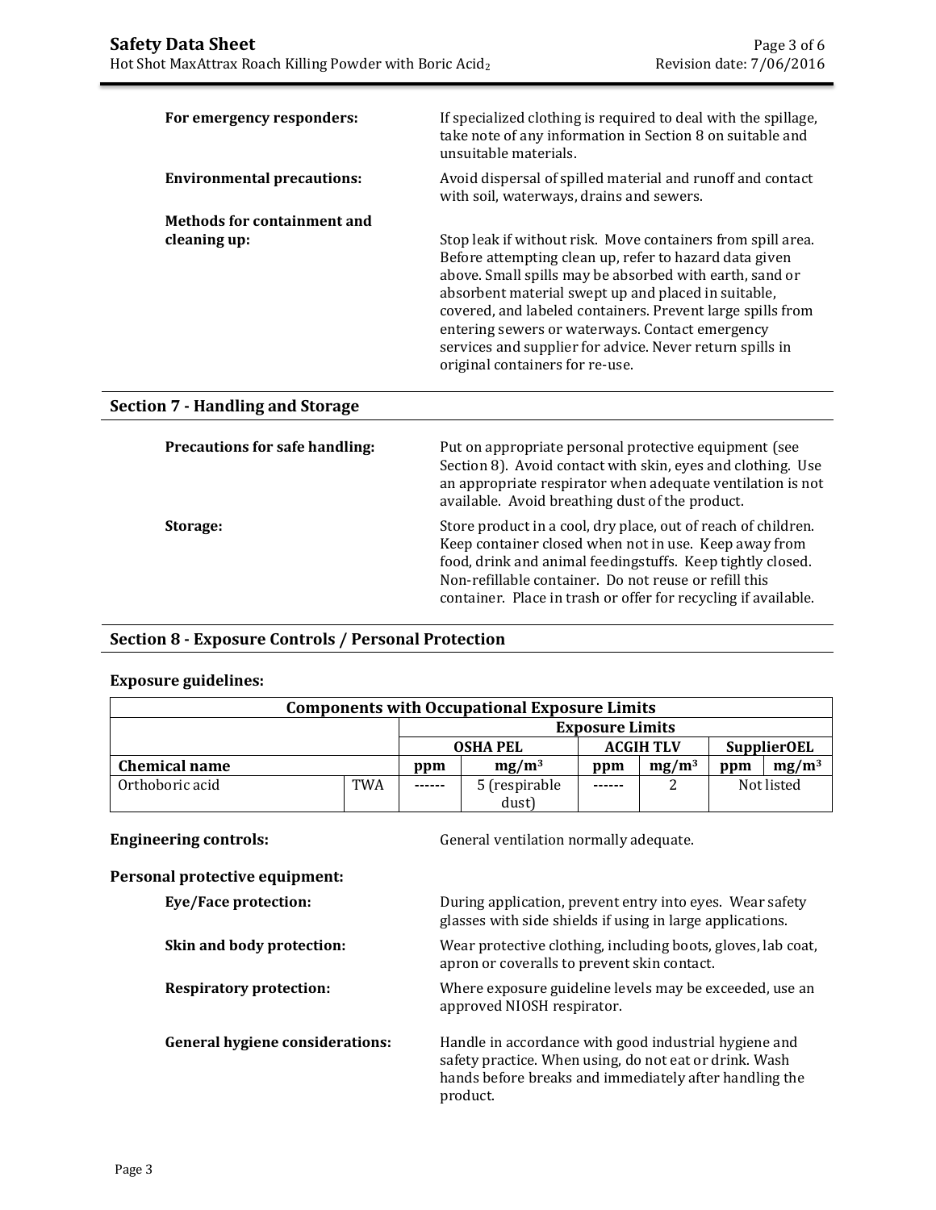**For emergency responders:** If specialized clothing is required to deal with the spillage, take note of any information in Section 8 on suitable and unsuitable materials.

**Environmental precautions:** Avoid dispersal of spilled material and runoff and contact with soil, waterways, drains and sewers.

**Methods for containment and cleaning up:** Stop leak if without risk. Move containers from spill area. Before attempting clean up, refer to hazard data given above. Small spills may be absorbed with earth, sand or absorbent material swept up and placed in suitable, covered, and labeled containers. Prevent large spills from entering sewers or waterways. Contact emergency services and supplier for advice. Never return spills in original containers for re-use.

## Section 7 - Handling and Storage

**Precautions for safe handling:** Put on appropriate personal protective equipment (see Section 8). Avoid contact with skin, eyes and clothing. Use an appropriate respirator when adequate ventilation is not available. Avoid breathing dust of the product.

**Storage:** Store product in a cool, dry place, out of reach of children. Keep container closed when not in use. Keep away from food, drink and animal feedingstuffs. Keep tightly closed. Non-refillable container. Do not reuse or refill this container. Place in trash or offer for recycling if available.

## Section 8 - Exposure Controls / Personal Protection

**Exposure guidelines:**

| Components with Occupational Exposure Limits | | | | | | | |
|---|---|---|---|---|---|---|---|
| | | Exposure Limits | | | | | |
| | | OSHA PEL | | ACGIH TLV | | SupplierOEL | |
| **Chemical name** | | **ppm** | **$mg/m^3$** | **ppm** | **$mg/m^3$** | **ppm** | **$mg/m^3$** |
| Orthoboric acid | TWA | ------ | 5 (respirable dust) | ------ | 2 | Not listed | |

**Engineering controls:** General ventilation normally adequate.

**Personal protective equipment:**

**Eye/Face protection:** During application, prevent entry into eyes. Wear safety glasses with side shields if using in large applications.

**Skin and body protection:** Wear protective clothing, including boots, gloves, lab coat, apron or coveralls to prevent skin contact.

**Respiratory protection:** Where exposure guideline levels may be exceeded, use an approved NIOSH respirator.

**General hygiene considerations:** Handle in accordance with good industrial hygiene and safety practice. When using, do not eat or drink. Wash hands before breaks and immediately after handling the product.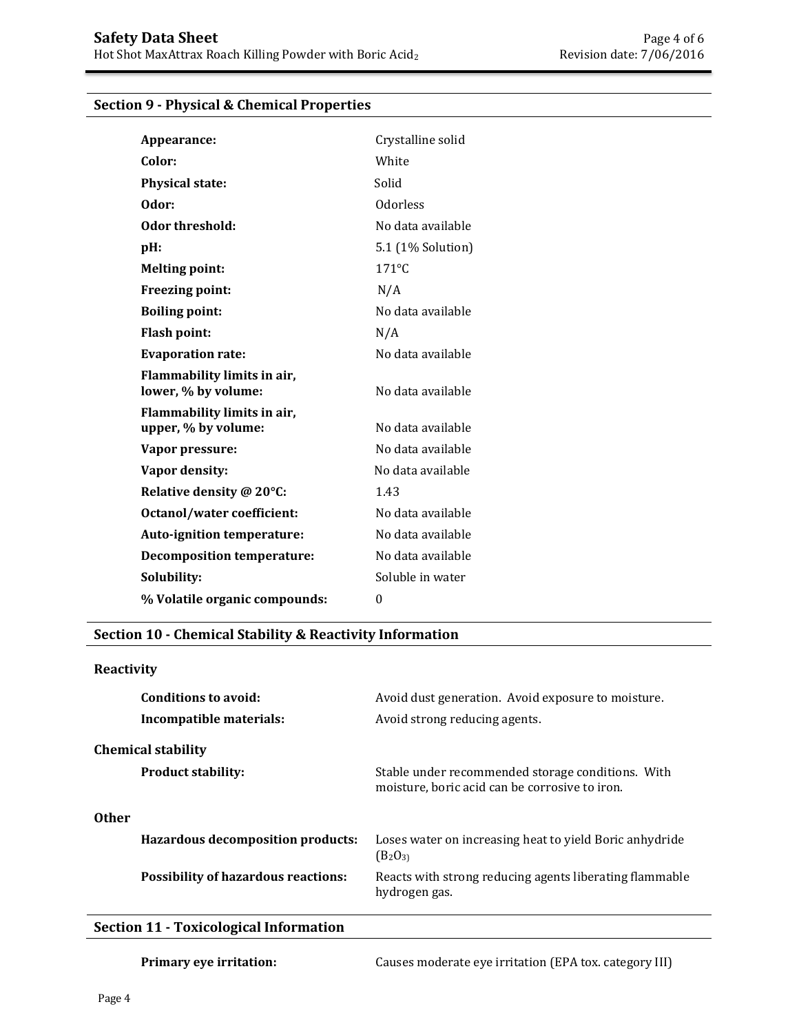## Section 9 - Physical & Chemical Properties

| | |
|---|---|
| **Appearance:** | Crystalline solid |
| **Color:** | White |
| **Physical state:** | Solid |
| **Odor:** | Odorless |
| **Odor threshold:** | No data available |
| **pH:** | 5.1 (1% Solution) |
| **Melting point:** | 171°C |
| **Freezing point:** | N/A |
| **Boiling point:** | No data available |
| **Flash point:** | N/A |
| **Evaporation rate:** | No data available |
| **Flammability limits in air, lower, % by volume:** | No data available |
| **Flammability limits in air, upper, % by volume:** | No data available |
| **Vapor pressure:** | No data available |
| **Vapor density:** | No data available |
| **Relative density @ 20°C:** | 1.43 |
| **Octanol/water coefficient:** | No data available |
| **Auto-ignition temperature:** | No data available |
| **Decomposition temperature:** | No data available |
| **Solubility:** | Soluble in water |
| **% Volatile organic compounds:** | 0 |

## Section 10 - Chemical Stability & Reactivity Information

### Reactivity

| | |
|---|---|
| **Conditions to avoid:** | Avoid dust generation. Avoid exposure to moisture. |
| **Incompatible materials:** | Avoid strong reducing agents. |

### Chemical stability

| | |
|---|---|
| **Product stability:** | Stable under recommended storage conditions. With moisture, boric acid can be corrosive to iron. |

### Other

| | |
|---|---|
| **Hazardous decomposition products:** | Loses water on increasing heat to yield Boric anhydride ($B_2O_3$) |
| **Possibility of hazardous reactions:** | Reacts with strong reducing agents liberating flammable hydrogen gas. |

## Section 11 - Toxicological Information

| | |
|---|---|
| **Primary eye irritation:** | Causes moderate eye irritation (EPA tox. category III) |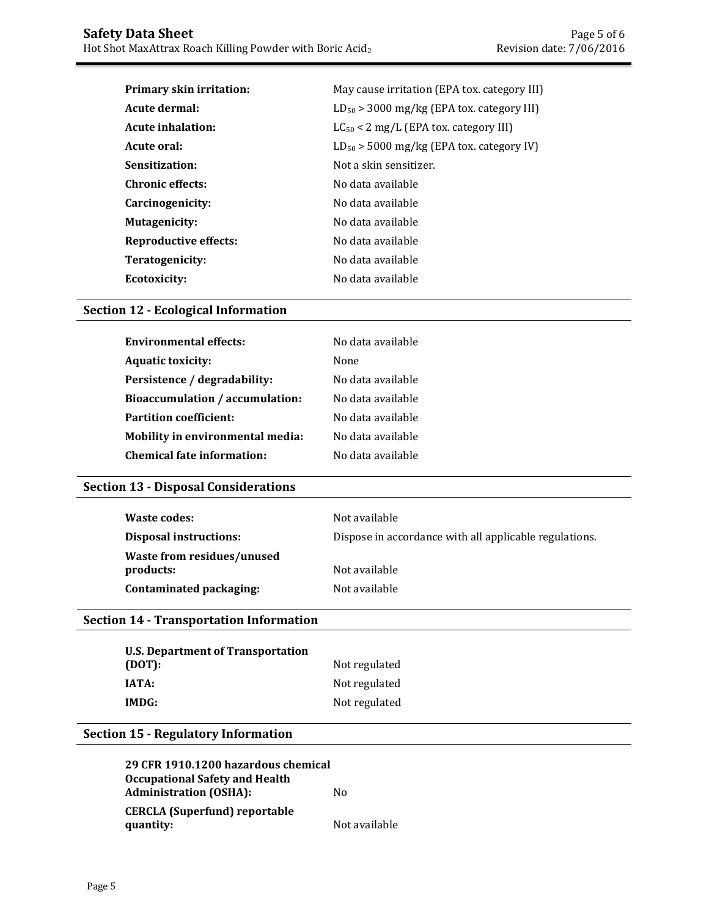| | |
|---|---|
| **Primary skin irritation:** | May cause irritation (EPA tox. category III) |
| **Acute dermal:** | $LD_{50}$ > 3000 mg/kg (EPA tox. category III) |
| **Acute inhalation:** | $LC_{50}$ < 2 mg/L (EPA tox. category III) |
| **Acute oral:** | $LD_{50}$ > 5000 mg/kg (EPA tox. category IV) |
| **Sensitization:** | Not a skin sensitizer. |
| **Chronic effects:** | No data available |
| **Carcinogenicity:** | No data available |
| **Mutagenicity:** | No data available |
| **Reproductive effects:** | No data available |
| **Teratogenicity:** | No data available |
| **Ecotoxicity:** | No data available |

## Section 12 - Ecological Information

| | |
|---|---|
| **Environmental effects:** | No data available |
| **Aquatic toxicity:** | None |
| **Persistence / degradability:** | No data available |
| **Bioaccumulation / accumulation:** | No data available |
| **Partition coefficient:** | No data available |
| **Mobility in environmental media:** | No data available |
| **Chemical fate information:** | No data available |

## Section 13 - Disposal Considerations

| | |
|---|---|
| **Waste codes:** | Not available |
| **Disposal instructions:** | Dispose in accordance with all applicable regulations. |
| **Waste from residues/unused products:** | Not available |
| **Contaminated packaging:** | Not available |

## Section 14 - Transportation Information

| | |
|---|---|
| **U.S. Department of Transportation (DOT):** | Not regulated |
| **IATA:** | Not regulated |
| **IMDG:** | Not regulated |

## Section 15 - Regulatory Information

| | |
|---|---|
| **29 CFR 1910.1200 hazardous chemical Occupational Safety and Health Administration (OSHA):** | No |
| **CERCLA (Superfund) reportable quantity:** | Not available |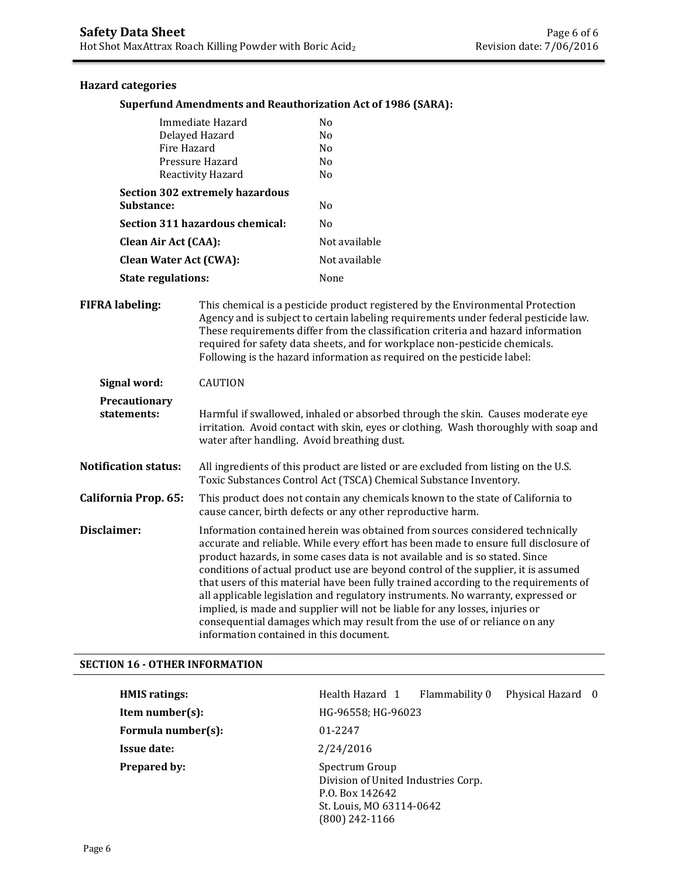**Hazard categories**

**Superfund Amendments and Reauthorization Act of 1986 (SARA):**

| | |
|---|---|
| Immediate Hazard | No |
| Delayed Hazard | No |
| Fire Hazard | No |
| Pressure Hazard | No |
| Reactivity Hazard | No |
| **Section 302 extremely hazardous Substance:** | No |
| **Section 311 hazardous chemical:** | No |
| **Clean Air Act (CAA):** | Not available |
| **Clean Water Act (CWA):** | Not available |
| **State regulations:** | None |

**FIFRA labeling:** This chemical is a pesticide product registered by the Environmental Protection Agency and is subject to certain labeling requirements under federal pesticide law. These requirements differ from the classification criteria and hazard information required for safety data sheets, and for workplace non-pesticide chemicals. Following is the hazard information as required on the pesticide label:

**Signal word:** CAUTION

**Precautionary statements:** Harmful if swallowed, inhaled or absorbed through the skin. Causes moderate eye irritation. Avoid contact with skin, eyes or clothing. Wash thoroughly with soap and water after handling. Avoid breathing dust.

**Notification status:** All ingredients of this product are listed or are excluded from listing on the U.S. Toxic Substances Control Act (TSCA) Chemical Substance Inventory.

**California Prop. 65:** This product does not contain any chemicals known to the state of California to cause cancer, birth defects or any other reproductive harm.

**Disclaimer:** Information contained herein was obtained from sources considered technically accurate and reliable. While every effort has been made to ensure full disclosure of product hazards, in some cases data is not available and is so stated. Since conditions of actual product use are beyond control of the supplier, it is assumed that users of this material have been fully trained according to the requirements of all applicable legislation and regulatory instruments. No warranty, expressed or implied, is made and supplier will not be liable for any losses, injuries or consequential damages which may result from the use of or reliance on any information contained in this document.

## SECTION 16 - OTHER INFORMATION

| | |
|---|---|
| **HMIS ratings:** | Health Hazard 1 Flammability 0 Physical Hazard 0 |
| **Item number(s):** | HG-96558; HG-96023 |
| **Formula number(s):** | 01-2247 |
| **Issue date:** | 2/24/2016 |
| **Prepared by:** | Spectrum Group<br>Division of United Industries Corp.<br>P.O. Box 142642<br>St. Louis, MO 63114-0642<br>(800) 242-1166 |